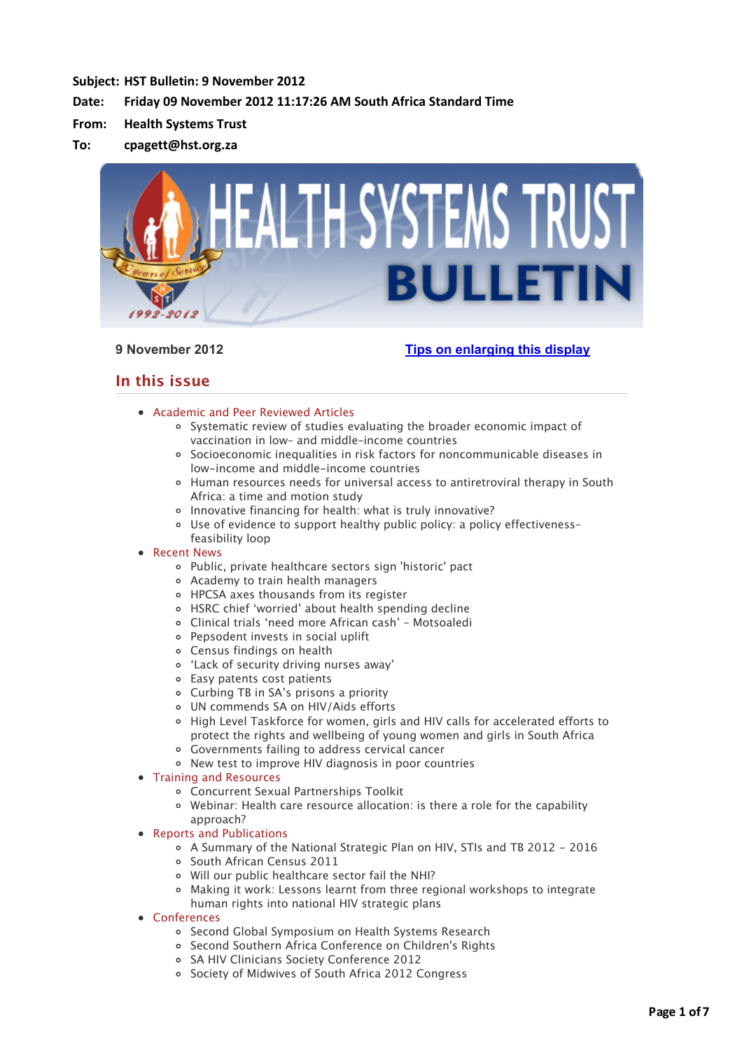**Subject:** HST Bulletin: 9 November 2012

**Date:** Friday 09 November 2012 11:17:26 AM South Africa Standard Time

**From:** Health Systems Trust

**To:** cpagett@hst.org.za

9 November 2012

[Tips on enlarging this display]

## In this issue

- Academic and Peer Reviewed Articles
  - Systematic review of studies evaluating the broader economic impact of vaccination in low- and middle-income countries
  - Socioeconomic inequalities in risk factors for noncommunicable diseases in low-income and middle-income countries
  - Human resources needs for universal access to antiretroviral therapy in South Africa: a time and motion study
  - Innovative financing for health: what is truly innovative?
  - Use of evidence to support healthy public policy: a policy effectiveness-feasibility loop
- Recent News
  - Public, private healthcare sectors sign 'historic' pact
  - Academy to train health managers
  - HPCSA axes thousands from its register
  - HSRC chief 'worried' about health spending decline
  - Clinical trials 'need more African cash' - Motsoaledi
  - Pepsodent invests in social uplift
  - Census findings on health
  - 'Lack of security driving nurses away'
  - Easy patents cost patients
  - Curbing TB in SA's prisons a priority
  - UN commends SA on HIV/Aids efforts
  - High Level Taskforce for women, girls and HIV calls for accelerated efforts to protect the rights and wellbeing of young women and girls in South Africa
  - Governments failing to address cervical cancer
  - New test to improve HIV diagnosis in poor countries
- Training and Resources
  - Concurrent Sexual Partnerships Toolkit
  - Webinar: Health care resource allocation: is there a role for the capability approach?
- Reports and Publications
  - A Summary of the National Strategic Plan on HIV, STIs and TB 2012 - 2016
  - South African Census 2011
  - Will our public healthcare sector fail the NHI?
  - Making it work: Lessons learnt from three regional workshops to integrate human rights into national HIV strategic plans
- Conferences
  - Second Global Symposium on Health Systems Research
  - Second Southern Africa Conference on Children's Rights
  - SA HIV Clinicians Society Conference 2012
  - Society of Midwives of South Africa 2012 Congress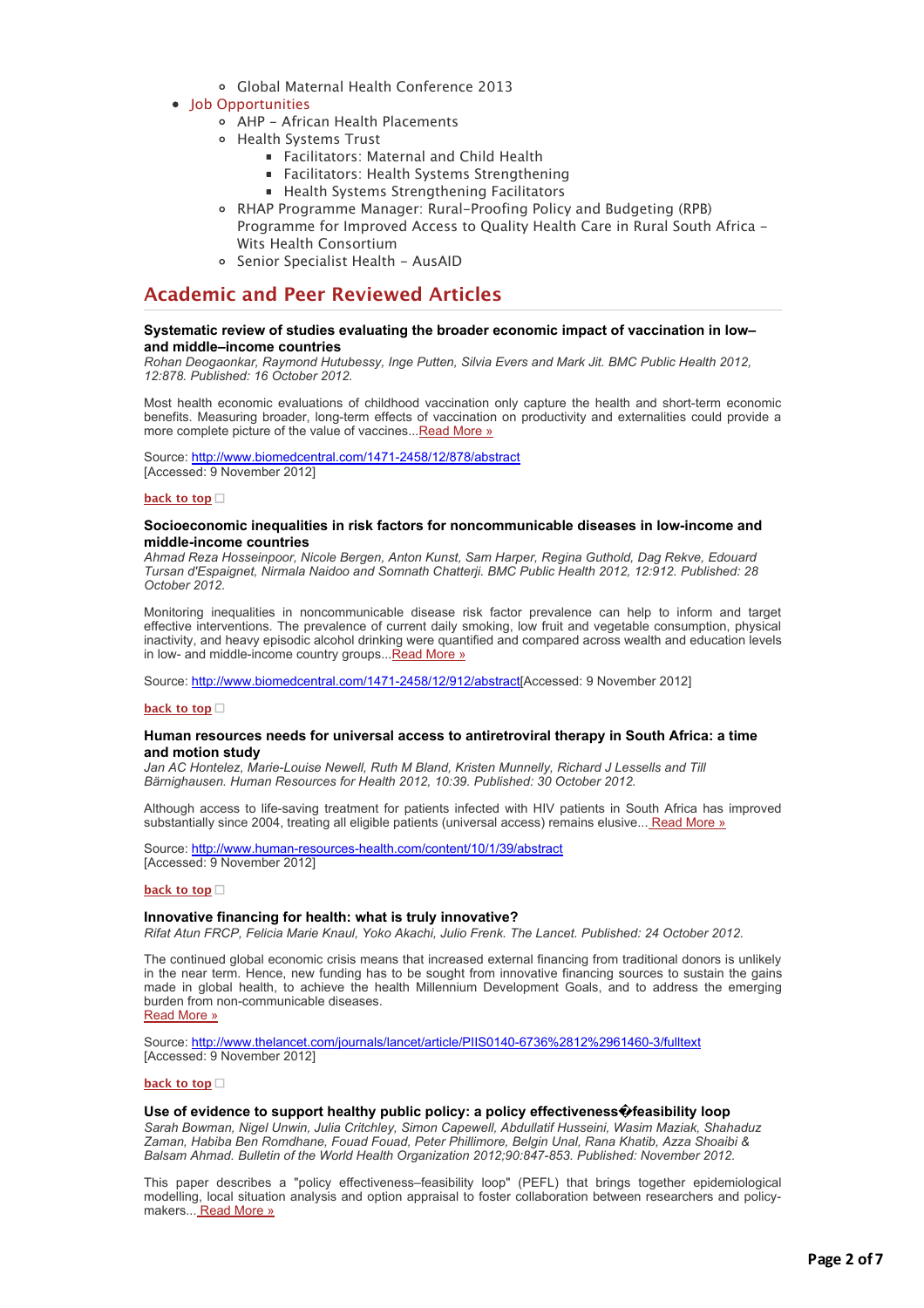- Global Maternal Health Conference 2013
- Job Opportunities
    - AHP – African Health Placements
    - Health Systems Trust
        - Facilitators: Maternal and Child Health
        - Facilitators: Health Systems Strengthening
        - Health Systems Strengthening Facilitators
    - RHAP Programme Manager: Rural-Proofing Policy and Budgeting (RPB) Programme for Improved Access to Quality Health Care in Rural South Africa – Wits Health Consortium
    - Senior Specialist Health – AusAID

## Academic and Peer Reviewed Articles

**Systematic review of studies evaluating the broader economic impact of vaccination in low–and middle–income countries**
*Rohan Deogaonkar, Raymond Hutubessy, Inge Putten, Silvia Evers and Mark Jit. BMC Public Health 2012, 12:878. Published: 16 October 2012.*

Most health economic evaluations of childhood vaccination only capture the health and short-term economic benefits. Measuring broader, long-term effects of vaccination on productivity and externalities could provide a more complete picture of the value of vaccines...Read More »

Source: http://www.biomedcentral.com/1471-2458/12/878/abstract
[Accessed: 9 November 2012]

back to top

**Socioeconomic inequalities in risk factors for noncommunicable diseases in low-income and middle-income countries**
*Ahmad Reza Hosseinpoor, Nicole Bergen, Anton Kunst, Sam Harper, Regina Guthold, Dag Rekve, Edouard Tursan d'Espaignet, Nirmala Naidoo and Somnath Chatterji. BMC Public Health 2012, 12:912. Published: 28 October 2012.*

Monitoring inequalities in noncommunicable disease risk factor prevalence can help to inform and target effective interventions. The prevalence of current daily smoking, low fruit and vegetable consumption, physical inactivity, and heavy episodic alcohol drinking were quantified and compared across wealth and education levels in low- and middle-income country groups...Read More »

Source: http://www.biomedcentral.com/1471-2458/12/912/abstract[Accessed: 9 November 2012]

back to top

**Human resources needs for universal access to antiretroviral therapy in South Africa: a time and motion study**
*Jan AC Hontelez, Marie-Louise Newell, Ruth M Bland, Kristen Munnelly, Richard J Lessells and Till Bärnighausen. Human Resources for Health 2012, 10:39. Published: 30 October 2012.*

Although access to life-saving treatment for patients infected with HIV patients in South Africa has improved substantially since 2004, treating all eligible patients (universal access) remains elusive... Read More »

Source: http://www.human-resources-health.com/content/10/1/39/abstract
[Accessed: 9 November 2012]

back to top

**Innovative financing for health: what is truly innovative?**
*Rifat Atun FRCP, Felicia Marie Knaul, Yoko Akachi, Julio Frenk. The Lancet. Published: 24 October 2012.*

The continued global economic crisis means that increased external financing from traditional donors is unlikely in the near term. Hence, new funding has to be sought from innovative financing sources to sustain the gains made in global health, to achieve the health Millennium Development Goals, and to address the emerging burden from non-communicable diseases.
Read More »

Source: http://www.thelancet.com/journals/lancet/article/PIIS0140-6736%2812%2961460-3/fulltext
[Accessed: 9 November 2012]

back to top

**Use of evidence to support healthy public policy: a policy effectiveness�feasibility loop**
*Sarah Bowman, Nigel Unwin, Julia Critchley, Simon Capewell, Abdullatif Husseini, Wasim Maziak, Shahaduz Zaman, Habiba Ben Romdhane, Fouad Fouad, Peter Phillimore, Belgin Unal, Rana Khatib, Azza Shoaibi & Balsam Ahmad. Bulletin of the World Health Organization 2012;90:847-853. Published: November 2012.*

This paper describes a "policy effectiveness–feasibility loop" (PEFL) that brings together epidemiological modelling, local situation analysis and option appraisal to foster collaboration between researchers and policy-makers... Read More »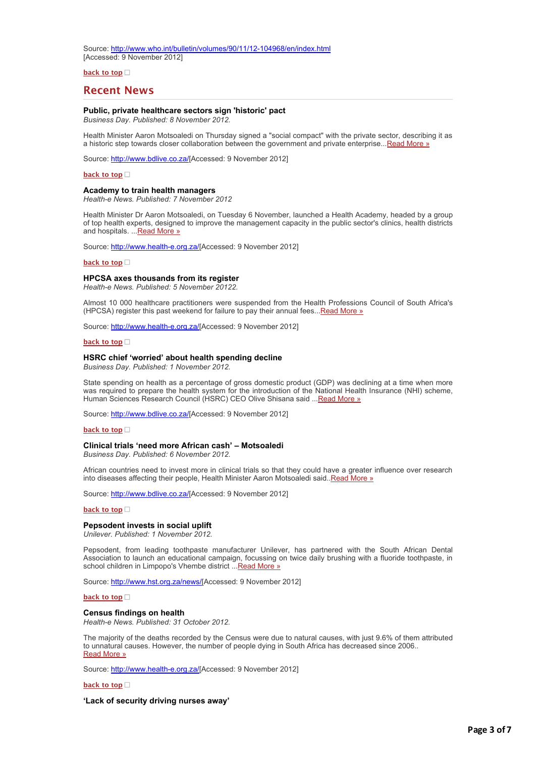Source: http://www.who.int/bulletin/volumes/90/11/12-104968/en/index.html
[Accessed: 9 November 2012]

**back to top**

## Recent News

### Public, private healthcare sectors sign 'historic' pact

*Business Day. Published: 8 November 2012.*

Health Minister Aaron Motsoaledi on Thursday signed a "social compact" with the private sector, describing it as a historic step towards closer collaboration between the government and private enterprise...Read More »

Source: http://www.bdlive.co.za/[Accessed: 9 November 2012]

**back to top**

### Academy to train health managers

*Health-e News. Published: 7 November 2012*

Health Minister Dr Aaron Motsoaledi, on Tuesday 6 November, launched a Health Academy, headed by a group of top health experts, designed to improve the management capacity in the public sector's clinics, health districts and hospitals. ...Read More »

Source: http://www.health-e.org.za/[Accessed: 9 November 2012]

**back to top**

### HPCSA axes thousands from its register

*Health-e News. Published: 5 November 20122.*

Almost 10 000 healthcare practitioners were suspended from the Health Professions Council of South Africa's (HPCSA) register this past weekend for failure to pay their annual fees...Read More »

Source: http://www.health-e.org.za/[Accessed: 9 November 2012]

**back to top**

### HSRC chief 'worried' about health spending decline

*Business Day. Published: 1 November 2012.*

State spending on health as a percentage of gross domestic product (GDP) was declining at a time when more was required to prepare the health system for the introduction of the National Health Insurance (NHI) scheme, Human Sciences Research Council (HSRC) CEO Olive Shisana said ...Read More »

Source: http://www.bdlive.co.za/[Accessed: 9 November 2012]

**back to top**

### Clinical trials 'need more African cash' – Motsoaledi

*Business Day. Published: 6 November 2012.*

African countries need to invest more in clinical trials so that they could have a greater influence over research into diseases affecting their people, Health Minister Aaron Motsoaledi said..Read More »

Source: http://www.bdlive.co.za/[Accessed: 9 November 2012]

**back to top**

### Pepsodent invests in social uplift

*Unilever. Published: 1 November 2012.*

Pepsodent, from leading toothpaste manufacturer Unilever, has partnered with the South African Dental Association to launch an educational campaign, focussing on twice daily brushing with a fluoride toothpaste, in school children in Limpopo's Vhembe district ...Read More »

Source: http://www.hst.org.za/news/[Accessed: 9 November 2012]

**back to top**

### Census findings on health

*Health-e News. Published: 31 October 2012.*

The majority of the deaths recorded by the Census were due to natural causes, with just 9.6% of them attributed to unnatural causes. However, the number of people dying in South Africa has decreased since 2006.. Read More »

Source: http://www.health-e.org.za/[Accessed: 9 November 2012]

**back to top**

### 'Lack of security driving nurses away'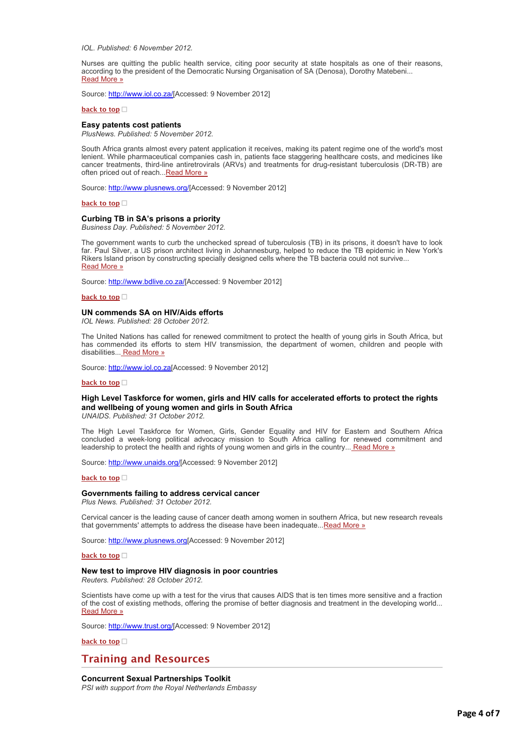*IOL. Published: 6 November 2012.*

Nurses are quitting the public health service, citing poor security at state hospitals as one of their reasons, according to the president of the Democratic Nursing Organisation of SA (Denosa), Dorothy Matebeni... Read More »

Source: http://www.iol.co.za/[Accessed: 9 November 2012]

**back to top**

**Easy patents cost patients**
*PlusNews. Published: 5 November 2012.*

South Africa grants almost every patent application it receives, making its patent regime one of the world's most lenient. While pharmaceutical companies cash in, patients face staggering healthcare costs, and medicines like cancer treatments, third-line antiretrovirals (ARVs) and treatments for drug-resistant tuberculosis (DR-TB) are often priced out of reach...Read More »

Source: http://www.plusnews.org/[Accessed: 9 November 2012]

**back to top**

**Curbing TB in SA's prisons a priority**
*Business Day. Published: 5 November 2012.*

The government wants to curb the unchecked spread of tuberculosis (TB) in its prisons, it doesn't have to look far. Paul Silver, a US prison architect living in Johannesburg, helped to reduce the TB epidemic in New York's Rikers Island prison by constructing specially designed cells where the TB bacteria could not survive... Read More »

Source: http://www.bdlive.co.za/[Accessed: 9 November 2012]

**back to top**

**UN commends SA on HIV/Aids efforts**
*IOL News. Published: 28 October 2012.*

The United Nations has called for renewed commitment to protect the health of young girls in South Africa, but has commended its efforts to stem HIV transmission, the department of women, children and people with disabilities... Read More »

Source: http://www.iol.co.za[Accessed: 9 November 2012]

**back to top**

**High Level Taskforce for women, girls and HIV calls for accelerated efforts to protect the rights and wellbeing of young women and girls in South Africa**
*UNAIDS. Published: 31 October 2012.*

The High Level Taskforce for Women, Girls, Gender Equality and HIV for Eastern and Southern Africa concluded a week-long political advocacy mission to South Africa calling for renewed commitment and leadership to protect the health and rights of young women and girls in the country... Read More »

Source: http://www.unaids.org/[Accessed: 9 November 2012]

**back to top**

**Governments failing to address cervical cancer**
*Plus News. Published: 31 October 2012.*

Cervical cancer is the leading cause of cancer death among women in southern Africa, but new research reveals that governments' attempts to address the disease have been inadequate...Read More »

Source: http://www.plusnews.org[Accessed: 9 November 2012]

**back to top**

**New test to improve HIV diagnosis in poor countries**
*Reuters. Published: 28 October 2012.*

Scientists have come up with a test for the virus that causes AIDS that is ten times more sensitive and a fraction of the cost of existing methods, offering the promise of better diagnosis and treatment in the developing world... Read More »

Source: http://www.trust.org/[Accessed: 9 November 2012]

**back to top**

## Training and Resources

**Concurrent Sexual Partnerships Toolkit**
*PSI with support from the Royal Netherlands Embassy*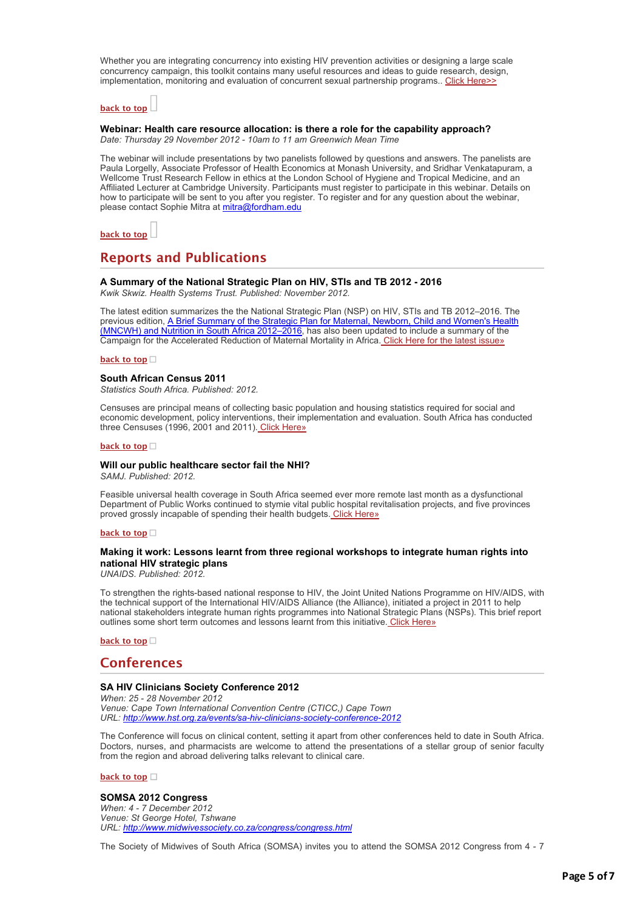Whether you are integrating concurrency into existing HIV prevention activities or designing a large scale concurrency campaign, this toolkit contains many useful resources and ideas to guide research, design, implementation, monitoring and evaluation of concurrent sexual partnership programs.. Click Here>>

**back to top**

### Webinar: Health care resource allocation: is there a role for the capability approach?

*Date: Thursday 29 November 2012 - 10am to 11 am Greenwich Mean Time*

The webinar will include presentations by two panelists followed by questions and answers. The panelists are Paula Lorgelly, Associate Professor of Health Economics at Monash University, and Sridhar Venkatapuram, a Wellcome Trust Research Fellow in ethics at the London School of Hygiene and Tropical Medicine, and an Affiliated Lecturer at Cambridge University. Participants must register to participate in this webinar. Details on how to participate will be sent to you after you register. To register and for any question about the webinar, please contact Sophie Mitra at mitra@fordham.edu

**back to top**

## Reports and Publications

### A Summary of the National Strategic Plan on HIV, STIs and TB 2012 - 2016

*Kwik Skwiz. Health Systems Trust. Published: November 2012.*

The latest edition summarizes the the National Strategic Plan (NSP) on HIV, STIs and TB 2012–2016. The previous edition, A Brief Summary of the Strategic Plan for Maternal, Newborn, Child and Women's Health (MNCWH) and Nutrition in South Africa 2012–2016, has also been updated to include a summary of the Campaign for the Accelerated Reduction of Maternal Mortality in Africa. Click Here for the latest issue»

**back to top**

### South African Census 2011

*Statistics South Africa. Published: 2012.*

Censuses are principal means of collecting basic population and housing statistics required for social and economic development, policy interventions, their implementation and evaluation. South Africa has conducted three Censuses (1996, 2001 and 2011). Click Here»

**back to top**

### Will our public healthcare sector fail the NHI?

*SAMJ. Published: 2012.*

Feasible universal health coverage in South Africa seemed ever more remote last month as a dysfunctional Department of Public Works continued to stymie vital public hospital revitalisation projects, and five provinces proved grossly incapable of spending their health budgets. Click Here»

**back to top**

### Making it work: Lessons learnt from three regional workshops to integrate human rights into national HIV strategic plans

*UNAIDS. Published: 2012.*

To strengthen the rights-based national response to HIV, the Joint United Nations Programme on HIV/AIDS, with the technical support of the International HIV/AIDS Alliance (the Alliance), initiated a project in 2011 to help national stakeholders integrate human rights programmes into National Strategic Plans (NSPs). This brief report outlines some short term outcomes and lessons learnt from this initiative. Click Here»

**back to top**

## Conferences

### SA HIV Clinicians Society Conference 2012

*When: 25 - 28 November 2012*
*Venue: Cape Town International Convention Centre (CTICC,) Cape Town*
*URL: http://www.hst.org.za/events/sa-hiv-clinicians-society-conference-2012*

The Conference will focus on clinical content, setting it apart from other conferences held to date in South Africa. Doctors, nurses, and pharmacists are welcome to attend the presentations of a stellar group of senior faculty from the region and abroad delivering talks relevant to clinical care.

**back to top**

### SOMSA 2012 Congress

*When: 4 - 7 December 2012*
*Venue: St George Hotel, Tshwane*
*URL: http://www.midwivessociety.co.za/congress/congress.html*

The Society of Midwives of South Africa (SOMSA) invites you to attend the SOMSA 2012 Congress from 4 - 7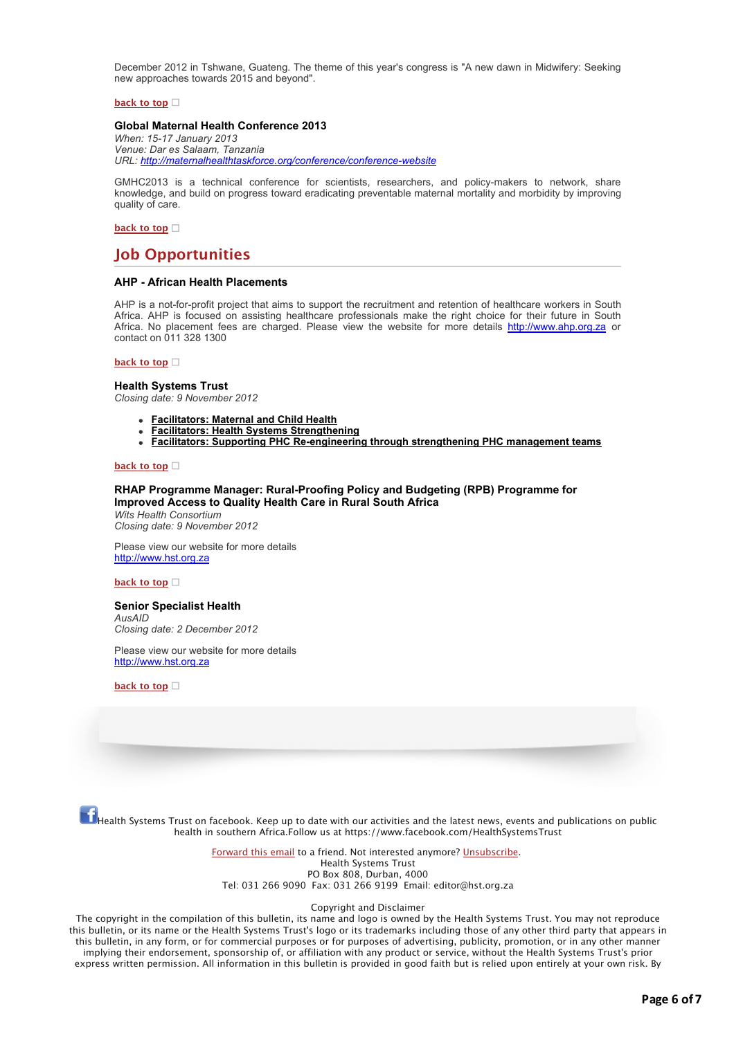December 2012 in Tshwane, Guateng. The theme of this year's congress is "A new dawn in Midwifery: Seeking new approaches towards 2015 and beyond".

back to top

### Global Maternal Health Conference 2013

*When: 15-17 January 2013*
*Venue: Dar es Salaam, Tanzania*
*URL: http://maternalhealthtaskforce.org/conference/conference-website*

GMHC2013 is a technical conference for scientists, researchers, and policy-makers to network, share knowledge, and build on progress toward eradicating preventable maternal mortality and morbidity by improving quality of care.

back to top

## Job Opportunities

### AHP - African Health Placements

AHP is a not-for-profit project that aims to support the recruitment and retention of healthcare workers in South Africa. AHP is focused on assisting healthcare professionals make the right choice for their future in South Africa. No placement fees are charged. Please view the website for more details http://www.ahp.org.za or contact on 011 328 1300

back to top

### Health Systems Trust

*Closing date: 9 November 2012*

- **Facilitators: Maternal and Child Health**
- **Facilitators: Health Systems Strengthening**
- **Facilitators: Supporting PHC Re-engineering through strengthening PHC management teams**

back to top

### RHAP Programme Manager: Rural-Proofing Policy and Budgeting (RPB) Programme for Improved Access to Quality Health Care in Rural South Africa

*Wits Health Consortium*
*Closing date: 9 November 2012*

Please view our website for more details
http://www.hst.org.za

back to top

### Senior Specialist Health

*AusAID*
*Closing date: 2 December 2012*

Please view our website for more details
http://www.hst.org.za

back to top

Health Systems Trust on facebook. Keep up to date with our activities and the latest news, events and publications on public health in southern Africa.Follow us at https://www.facebook.com/HealthSystemsTrust

Forward this email to a friend. Not interested anymore? Unsubscribe.
Health Systems Trust
PO Box 808, Durban, 4000
Tel: 031 266 9090 Fax: 031 266 9199 Email: editor@hst.org.za

Copyright and Disclaimer
The copyright in the compilation of this bulletin, its name and logo is owned by the Health Systems Trust. You may not reproduce this bulletin, or its name or the Health Systems Trust's logo or its trademarks including those of any other third party that appears in this bulletin, in any form, or for commercial purposes or for purposes of advertising, publicity, promotion, or in any other manner implying their endorsement, sponsorship of, or affiliation with any product or service, without the Health Systems Trust's prior express written permission. All information in this bulletin is provided in good faith but is relied upon entirely at your own risk. By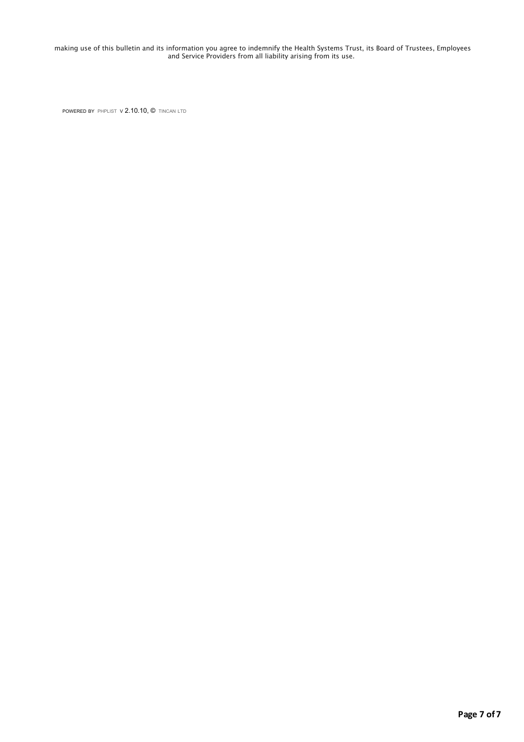making use of this bulletin and its information you agree to indemnify the Health Systems Trust, its Board of Trustees, Employees and Service Providers from all liability arising from its use.

POWERED BY PHPLIST V 2.10.10, © TINCAN LTD